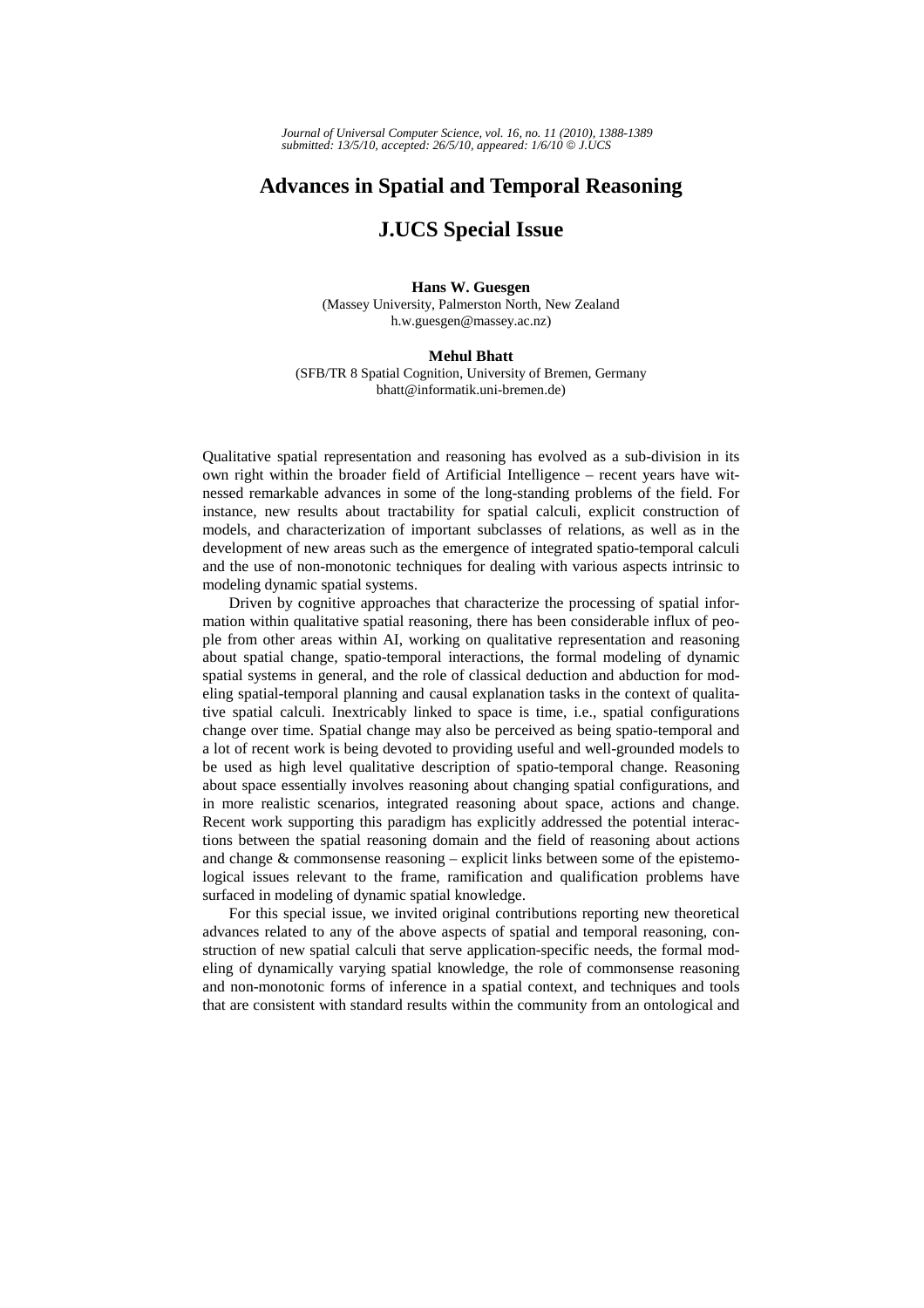# Advances in Spatial and Temporal Reasoning

# J.UCS Special Issue

**Hans W. Guesgen**
(Massey University, Palmerston North, New Zealand
h.w.guesgen@massey.ac.nz)

**Mehul Bhatt**
(SFB/TR 8 Spatial Cognition, University of Bremen, Germany
bhatt@informatik.uni-bremen.de)

Qualitative spatial representation and reasoning has evolved as a sub-division in its own right within the broader field of Artificial Intelligence – recent years have witnessed remarkable advances in some of the long-standing problems of the field. For instance, new results about tractability for spatial calculi, explicit construction of models, and characterization of important subclasses of relations, as well as in the development of new areas such as the emergence of integrated spatio-temporal calculi and the use of non-monotonic techniques for dealing with various aspects intrinsic to modeling dynamic spatial systems.

Driven by cognitive approaches that characterize the processing of spatial information within qualitative spatial reasoning, there has been considerable influx of people from other areas within AI, working on qualitative representation and reasoning about spatial change, spatio-temporal interactions, the formal modeling of dynamic spatial systems in general, and the role of classical deduction and abduction for modeling spatial-temporal planning and causal explanation tasks in the context of qualitative spatial calculi. Inextricably linked to space is time, i.e., spatial configurations change over time. Spatial change may also be perceived as being spatio-temporal and a lot of recent work is being devoted to providing useful and well-grounded models to be used as high level qualitative description of spatio-temporal change. Reasoning about space essentially involves reasoning about changing spatial configurations, and in more realistic scenarios, integrated reasoning about space, actions and change. Recent work supporting this paradigm has explicitly addressed the potential interactions between the spatial reasoning domain and the field of reasoning about actions and change & commonsense reasoning – explicit links between some of the epistemological issues relevant to the frame, ramification and qualification problems have surfaced in modeling of dynamic spatial knowledge.

For this special issue, we invited original contributions reporting new theoretical advances related to any of the above aspects of spatial and temporal reasoning, construction of new spatial calculi that serve application-specific needs, the formal modeling of dynamically varying spatial knowledge, the role of commonsense reasoning and non-monotonic forms of inference in a spatial context, and techniques and tools that are consistent with standard results within the community from an ontological and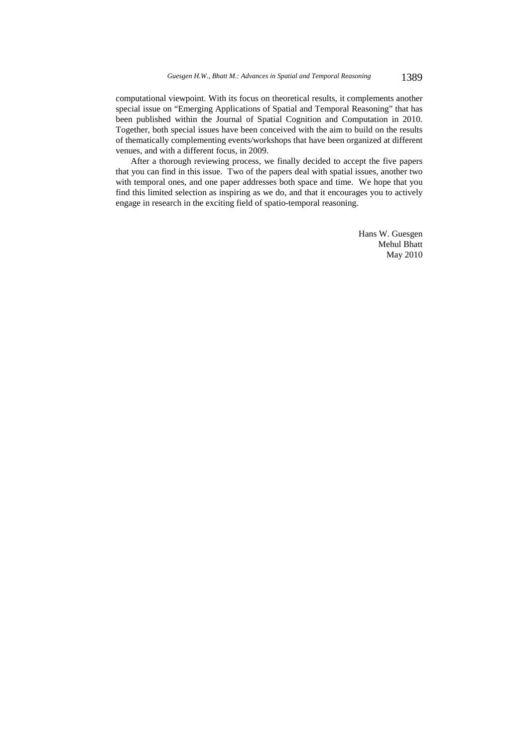computational viewpoint. With its focus on theoretical results, it complements another special issue on "Emerging Applications of Spatial and Temporal Reasoning" that has been published within the Journal of Spatial Cognition and Computation in 2010. Together, both special issues have been conceived with the aim to build on the results of thematically complementing events/workshops that have been organized at different venues, and with a different focus, in 2009.

After a thorough reviewing process, we finally decided to accept the five papers that you can find in this issue. Two of the papers deal with spatial issues, another two with temporal ones, and one paper addresses both space and time. We hope that you find this limited selection as inspiring as we do, and that it encourages you to actively engage in research in the exciting field of spatio-temporal reasoning.

Hans W. Guesgen
Mehul Bhatt
May 2010